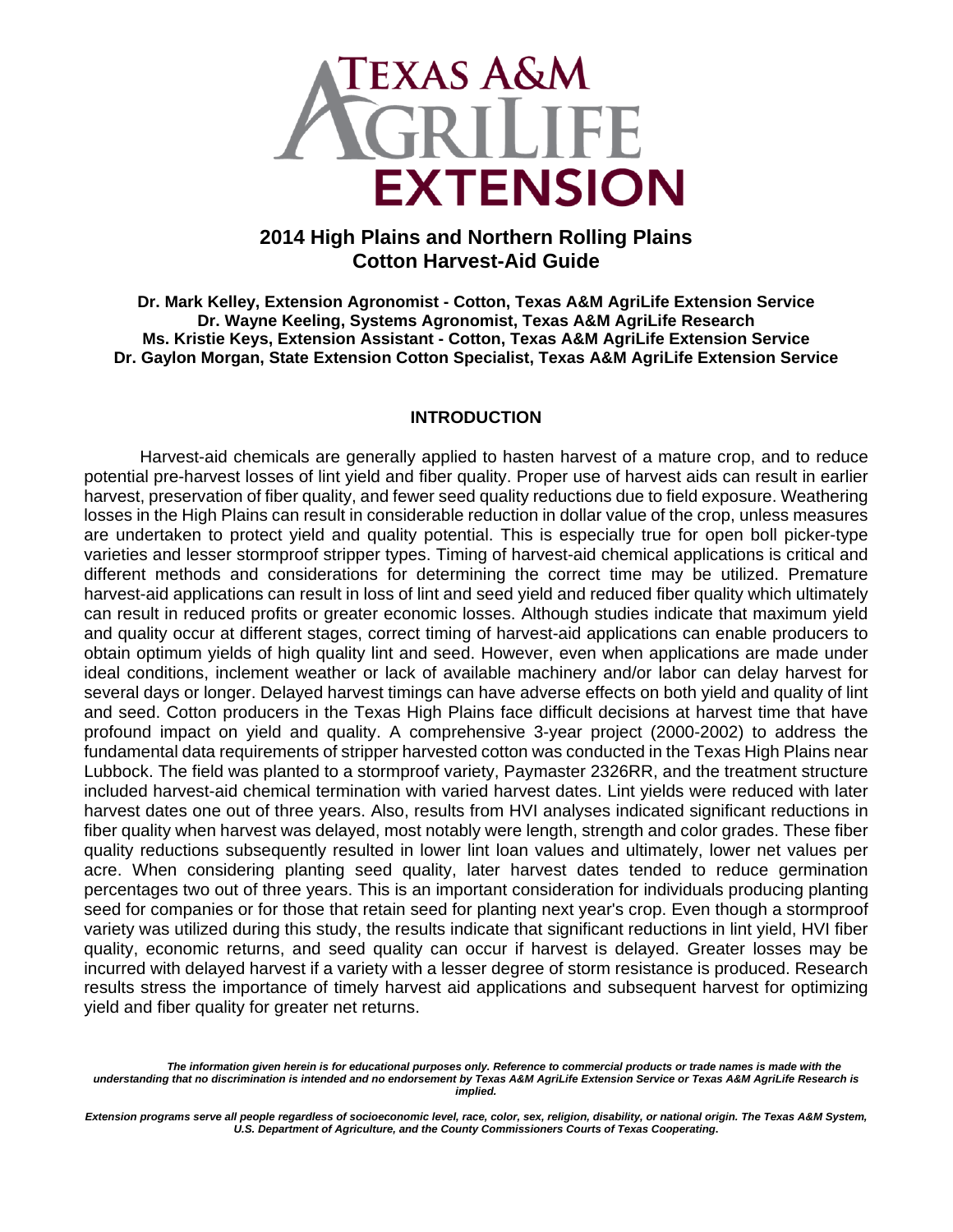TEXAS A&M AGRILIFE EXTENSION

# 2014 High Plains and Northern Rolling Plains Cotton Harvest-Aid Guide

**Dr. Mark Kelley, Extension Agronomist - Cotton, Texas A&M AgriLife Extension Service**
**Dr. Wayne Keeling, Systems Agronomist, Texas A&M AgriLife Research**
**Ms. Kristie Keys, Extension Assistant - Cotton, Texas A&M AgriLife Extension Service**
**Dr. Gaylon Morgan, State Extension Cotton Specialist, Texas A&M AgriLife Extension Service**

## INTRODUCTION

Harvest-aid chemicals are generally applied to hasten harvest of a mature crop, and to reduce potential pre-harvest losses of lint yield and fiber quality. Proper use of harvest aids can result in earlier harvest, preservation of fiber quality, and fewer seed quality reductions due to field exposure. Weathering losses in the High Plains can result in considerable reduction in dollar value of the crop, unless measures are undertaken to protect yield and quality potential. This is especially true for open boll picker-type varieties and lesser stormproof stripper types. Timing of harvest-aid chemical applications is critical and different methods and considerations for determining the correct time may be utilized. Premature harvest-aid applications can result in loss of lint and seed yield and reduced fiber quality which ultimately can result in reduced profits or greater economic losses. Although studies indicate that maximum yield and quality occur at different stages, correct timing of harvest-aid applications can enable producers to obtain optimum yields of high quality lint and seed. However, even when applications are made under ideal conditions, inclement weather or lack of available machinery and/or labor can delay harvest for several days or longer. Delayed harvest timings can have adverse effects on both yield and quality of lint and seed. Cotton producers in the Texas High Plains face difficult decisions at harvest time that have profound impact on yield and quality. A comprehensive 3-year project (2000-2002) to address the fundamental data requirements of stripper harvested cotton was conducted in the Texas High Plains near Lubbock. The field was planted to a stormproof variety, Paymaster 2326RR, and the treatment structure included harvest-aid chemical termination with varied harvest dates. Lint yields were reduced with later harvest dates one out of three years. Also, results from HVI analyses indicated significant reductions in fiber quality when harvest was delayed, most notably were length, strength and color grades. These fiber quality reductions subsequently resulted in lower lint loan values and ultimately, lower net values per acre. When considering planting seed quality, later harvest dates tended to reduce germination percentages two out of three years. This is an important consideration for individuals producing planting seed for companies or for those that retain seed for planting next year's crop. Even though a stormproof variety was utilized during this study, the results indicate that significant reductions in lint yield, HVI fiber quality, economic returns, and seed quality can occur if harvest is delayed. Greater losses may be incurred with delayed harvest if a variety with a lesser degree of storm resistance is produced. Research results stress the importance of timely harvest aid applications and subsequent harvest for optimizing yield and fiber quality for greater net returns.

*The information given herein is for educational purposes only. Reference to commercial products or trade names is made with the understanding that no discrimination is intended and no endorsement by Texas A&M AgriLife Extension Service or Texas A&M AgriLife Research is implied.*

*Extension programs serve all people regardless of socioeconomic level, race, color, sex, religion, disability, or national origin. The Texas A&M System, U.S. Department of Agriculture, and the County Commissioners Courts of Texas Cooperating.*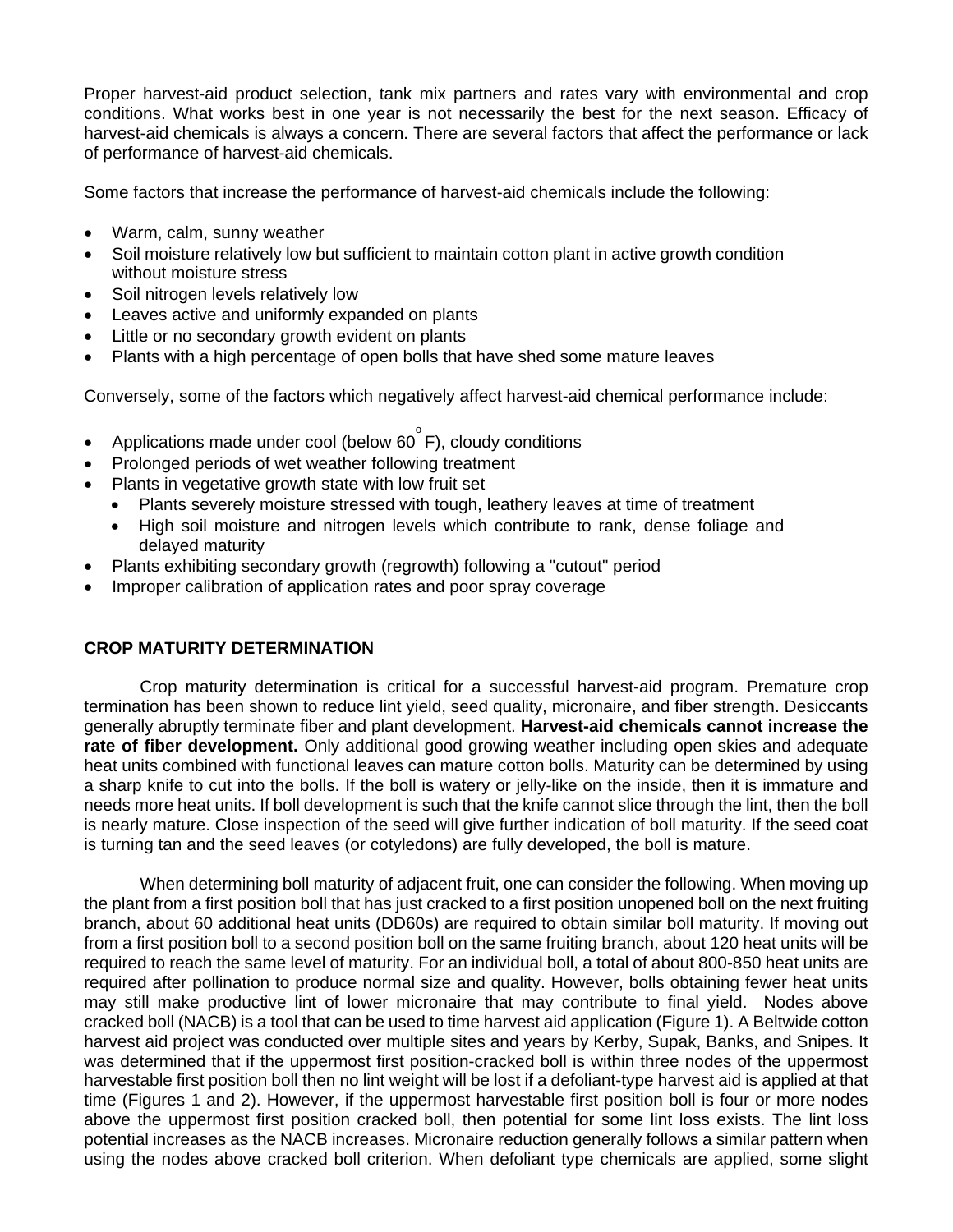Proper harvest-aid product selection, tank mix partners and rates vary with environmental and crop conditions. What works best in one year is not necessarily the best for the next season. Efficacy of harvest-aid chemicals is always a concern. There are several factors that affect the performance or lack of performance of harvest-aid chemicals.

Some factors that increase the performance of harvest-aid chemicals include the following:

- Warm, calm, sunny weather
- Soil moisture relatively low but sufficient to maintain cotton plant in active growth condition without moisture stress
- Soil nitrogen levels relatively low
- Leaves active and uniformly expanded on plants
- Little or no secondary growth evident on plants
- Plants with a high percentage of open bolls that have shed some mature leaves

Conversely, some of the factors which negatively affect harvest-aid chemical performance include:

- Applications made under cool (below 60$^{o}$ F), cloudy conditions
- Prolonged periods of wet weather following treatment
- Plants in vegetative growth state with low fruit set
  - Plants severely moisture stressed with tough, leathery leaves at time of treatment
  - High soil moisture and nitrogen levels which contribute to rank, dense foliage and delayed maturity
- Plants exhibiting secondary growth (regrowth) following a "cutout" period
- Improper calibration of application rates and poor spray coverage

## CROP MATURITY DETERMINATION

Crop maturity determination is critical for a successful harvest-aid program. Premature crop termination has been shown to reduce lint yield, seed quality, micronaire, and fiber strength. Desiccants generally abruptly terminate fiber and plant development. **Harvest-aid chemicals cannot increase the rate of fiber development.** Only additional good growing weather including open skies and adequate heat units combined with functional leaves can mature cotton bolls. Maturity can be determined by using a sharp knife to cut into the bolls. If the boll is watery or jelly-like on the inside, then it is immature and needs more heat units. If boll development is such that the knife cannot slice through the lint, then the boll is nearly mature. Close inspection of the seed will give further indication of boll maturity. If the seed coat is turning tan and the seed leaves (or cotyledons) are fully developed, the boll is mature.

When determining boll maturity of adjacent fruit, one can consider the following. When moving up the plant from a first position boll that has just cracked to a first position unopened boll on the next fruiting branch, about 60 additional heat units (DD60s) are required to obtain similar boll maturity. If moving out from a first position boll to a second position boll on the same fruiting branch, about 120 heat units will be required to reach the same level of maturity. For an individual boll, a total of about 800-850 heat units are required after pollination to produce normal size and quality. However, bolls obtaining fewer heat units may still make productive lint of lower micronaire that may contribute to final yield. Nodes above cracked boll (NACB) is a tool that can be used to time harvest aid application (Figure 1). A Beltwide cotton harvest aid project was conducted over multiple sites and years by Kerby, Supak, Banks, and Snipes. It was determined that if the uppermost first position-cracked boll is within three nodes of the uppermost harvestable first position boll then no lint weight will be lost if a defoliant-type harvest aid is applied at that time (Figures 1 and 2). However, if the uppermost harvestable first position boll is four or more nodes above the uppermost first position cracked boll, then potential for some lint loss exists. The lint loss potential increases as the NACB increases. Micronaire reduction generally follows a similar pattern when using the nodes above cracked boll criterion. When defoliant type chemicals are applied, some slight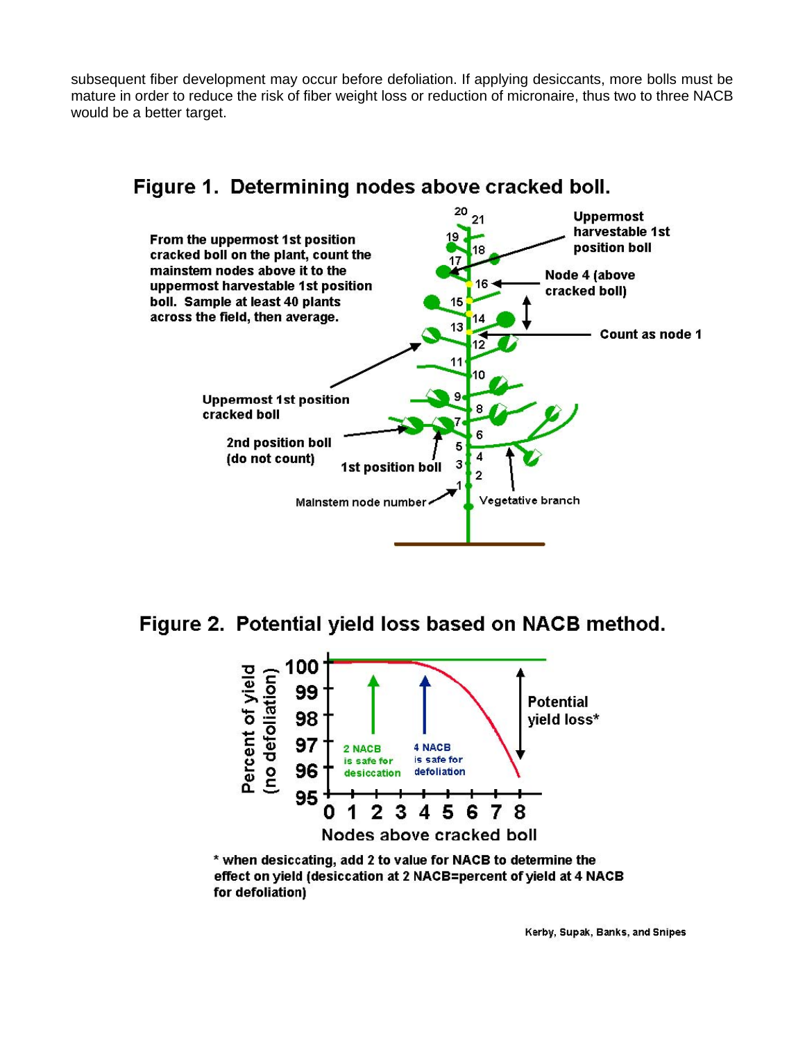subsequent fiber development may occur before defoliation. If applying desiccants, more bolls must be mature in order to reduce the risk of fiber weight loss or reduction of micronaire, thus two to three NACB would be a better target.

**Figure 1. Determining nodes above cracked boll.**

**Figure 2. Potential yield loss based on NACB method.**

**\* when desiccating, add 2 to value for NACB to determine the effect on yield (desiccation at 2 NACB=percent of yield at 4 NACB for defoliation)**

Kerby, Supak, Banks, and Snipes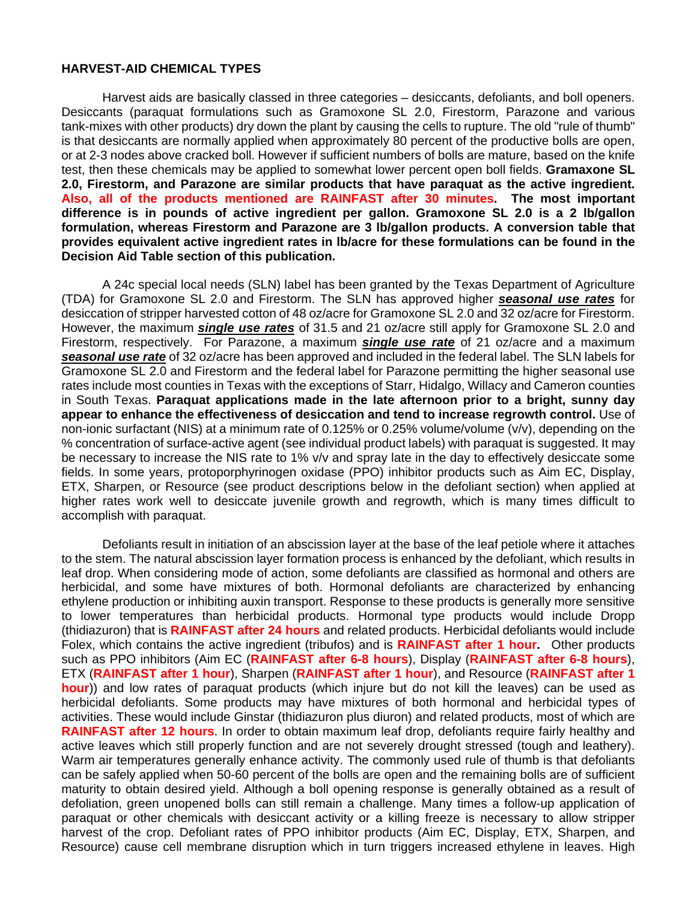## HARVEST-AID CHEMICAL TYPES

Harvest aids are basically classed in three categories – desiccants, defoliants, and boll openers. Desiccants (paraquat formulations such as Gramoxone SL 2.0, Firestorm, Parazone and various tank-mixes with other products) dry down the plant by causing the cells to rupture. The old "rule of thumb" is that desiccants are normally applied when approximately 80 percent of the productive bolls are open, or at 2-3 nodes above cracked boll. However if sufficient numbers of bolls are mature, based on the knife test, then these chemicals may be applied to somewhat lower percent open boll fields. **Gramaxone SL 2.0, Firestorm, and Parazone are similar products that have paraquat as the active ingredient. Also, all of the products mentioned are RAINFAST after 30 minutes. The most important difference is in pounds of active ingredient per gallon. Gramoxone SL 2.0 is a 2 lb/gallon formulation, whereas Firestorm and Parazone are 3 lb/gallon products. A conversion table that provides equivalent active ingredient rates in lb/acre for these formulations can be found in the Decision Aid Table section of this publication.**

A 24c special local needs (SLN) label has been granted by the Texas Department of Agriculture (TDA) for Gramoxone SL 2.0 and Firestorm. The SLN has approved higher ***seasonal use rates*** for desiccation of stripper harvested cotton of 48 oz/acre for Gramoxone SL 2.0 and 32 oz/acre for Firestorm. However, the maximum ***single use rates*** of 31.5 and 21 oz/acre still apply for Gramoxone SL 2.0 and Firestorm, respectively. For Parazone, a maximum ***single use rate*** of 21 oz/acre and a maximum ***seasonal use rate*** of 32 oz/acre has been approved and included in the federal label. The SLN labels for Gramoxone SL 2.0 and Firestorm and the federal label for Parazone permitting the higher seasonal use rates include most counties in Texas with the exceptions of Starr, Hidalgo, Willacy and Cameron counties in South Texas. **Paraquat applications made in the late afternoon prior to a bright, sunny day appear to enhance the effectiveness of desiccation and tend to increase regrowth control.** Use of non-ionic surfactant (NIS) at a minimum rate of 0.125% or 0.25% volume/volume (v/v), depending on the % concentration of surface-active agent (see individual product labels) with paraquat is suggested. It may be necessary to increase the NIS rate to 1% v/v and spray late in the day to effectively desiccate some fields. In some years, protoporphyrinogen oxidase (PPO) inhibitor products such as Aim EC, Display, ETX, Sharpen, or Resource (see product descriptions below in the defoliant section) when applied at higher rates work well to desiccate juvenile growth and regrowth, which is many times difficult to accomplish with paraquat.

Defoliants result in initiation of an abscission layer at the base of the leaf petiole where it attaches to the stem. The natural abscission layer formation process is enhanced by the defoliant, which results in leaf drop. When considering mode of action, some defoliants are classified as hormonal and others are herbicidal, and some have mixtures of both. Hormonal defoliants are characterized by enhancing ethylene production or inhibiting auxin transport. Response to these products is generally more sensitive to lower temperatures than herbicidal products. Hormonal type products would include Dropp (thidiazuron) that is **RAINFAST after 24 hours** and related products. Herbicidal defoliants would include Folex, which contains the active ingredient (tribufos) and is **RAINFAST after 1 hour.** Other products such as PPO inhibitors (Aim EC (**RAINFAST after 6-8 hours**), Display (**RAINFAST after 6-8 hours**), ETX (**RAINFAST after 1 hour**), Sharpen (**RAINFAST after 1 hour**), and Resource (**RAINFAST after 1 hour**)) and low rates of paraquat products (which injure but do not kill the leaves) can be used as herbicidal defoliants. Some products may have mixtures of both hormonal and herbicidal types of activities. These would include Ginstar (thidiazuron plus diuron) and related products, most of which are **RAINFAST after 12 hours**. In order to obtain maximum leaf drop, defoliants require fairly healthy and active leaves which still properly function and are not severely drought stressed (tough and leathery). Warm air temperatures generally enhance activity. The commonly used rule of thumb is that defoliants can be safely applied when 50-60 percent of the bolls are open and the remaining bolls are of sufficient maturity to obtain desired yield. Although a boll opening response is generally obtained as a result of defoliation, green unopened bolls can still remain a challenge. Many times a follow-up application of paraquat or other chemicals with desiccant activity or a killing freeze is necessary to allow stripper harvest of the crop. Defoliant rates of PPO inhibitor products (Aim EC, Display, ETX, Sharpen, and Resource) cause cell membrane disruption which in turn triggers increased ethylene in leaves. High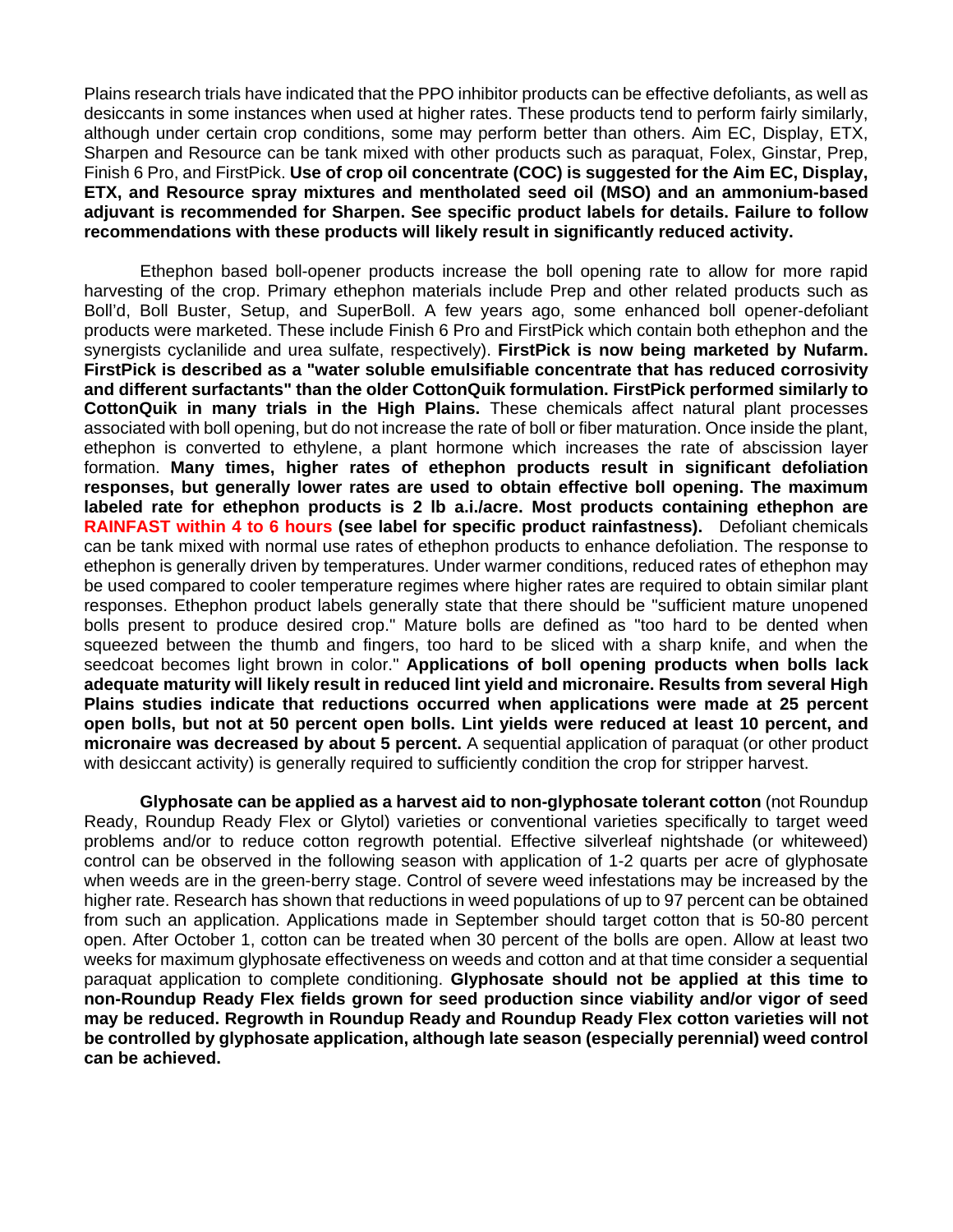Plains research trials have indicated that the PPO inhibitor products can be effective defoliants, as well as desiccants in some instances when used at higher rates. These products tend to perform fairly similarly, although under certain crop conditions, some may perform better than others. Aim EC, Display, ETX, Sharpen and Resource can be tank mixed with other products such as paraquat, Folex, Ginstar, Prep, Finish 6 Pro, and FirstPick. **Use of crop oil concentrate (COC) is suggested for the Aim EC, Display, ETX, and Resource spray mixtures and mentholated seed oil (MSO) and an ammonium-based adjuvant is recommended for Sharpen. See specific product labels for details. Failure to follow recommendations with these products will likely result in significantly reduced activity.**

Ethephon based boll-opener products increase the boll opening rate to allow for more rapid harvesting of the crop. Primary ethephon materials include Prep and other related products such as Boll'd, Boll Buster, Setup, and SuperBoll. A few years ago, some enhanced boll opener-defoliant products were marketed. These include Finish 6 Pro and FirstPick which contain both ethephon and the synergists cyclanilide and urea sulfate, respectively). **FirstPick is now being marketed by Nufarm. FirstPick is described as a "water soluble emulsifiable concentrate that has reduced corrosivity and different surfactants" than the older CottonQuik formulation. FirstPick performed similarly to CottonQuik in many trials in the High Plains.** These chemicals affect natural plant processes associated with boll opening, but do not increase the rate of boll or fiber maturation. Once inside the plant, ethephon is converted to ethylene, a plant hormone which increases the rate of abscission layer formation. **Many times, higher rates of ethephon products result in significant defoliation responses, but generally lower rates are used to obtain effective boll opening. The maximum labeled rate for ethephon products is 2 lb a.i./acre. Most products containing ethephon are RAINFAST within 4 to 6 hours (see label for specific product rainfastness).** Defoliant chemicals can be tank mixed with normal use rates of ethephon products to enhance defoliation. The response to ethephon is generally driven by temperatures. Under warmer conditions, reduced rates of ethephon may be used compared to cooler temperature regimes where higher rates are required to obtain similar plant responses. Ethephon product labels generally state that there should be "sufficient mature unopened bolls present to produce desired crop." Mature bolls are defined as "too hard to be dented when squeezed between the thumb and fingers, too hard to be sliced with a sharp knife, and when the seedcoat becomes light brown in color." **Applications of boll opening products when bolls lack adequate maturity will likely result in reduced lint yield and micronaire. Results from several High Plains studies indicate that reductions occurred when applications were made at 25 percent open bolls, but not at 50 percent open bolls. Lint yields were reduced at least 10 percent, and micronaire was decreased by about 5 percent.** A sequential application of paraquat (or other product with desiccant activity) is generally required to sufficiently condition the crop for stripper harvest.

**Glyphosate can be applied as a harvest aid to non-glyphosate tolerant cotton** (not Roundup Ready, Roundup Ready Flex or Glytol) varieties or conventional varieties specifically to target weed problems and/or to reduce cotton regrowth potential. Effective silverleaf nightshade (or whiteweed) control can be observed in the following season with application of 1-2 quarts per acre of glyphosate when weeds are in the green-berry stage. Control of severe weed infestations may be increased by the higher rate. Research has shown that reductions in weed populations of up to 97 percent can be obtained from such an application. Applications made in September should target cotton that is 50-80 percent open. After October 1, cotton can be treated when 30 percent of the bolls are open. Allow at least two weeks for maximum glyphosate effectiveness on weeds and cotton and at that time consider a sequential paraquat application to complete conditioning. **Glyphosate should not be applied at this time to non-Roundup Ready Flex fields grown for seed production since viability and/or vigor of seed may be reduced. Regrowth in Roundup Ready and Roundup Ready Flex cotton varieties will not be controlled by glyphosate application, although late season (especially perennial) weed control can be achieved.**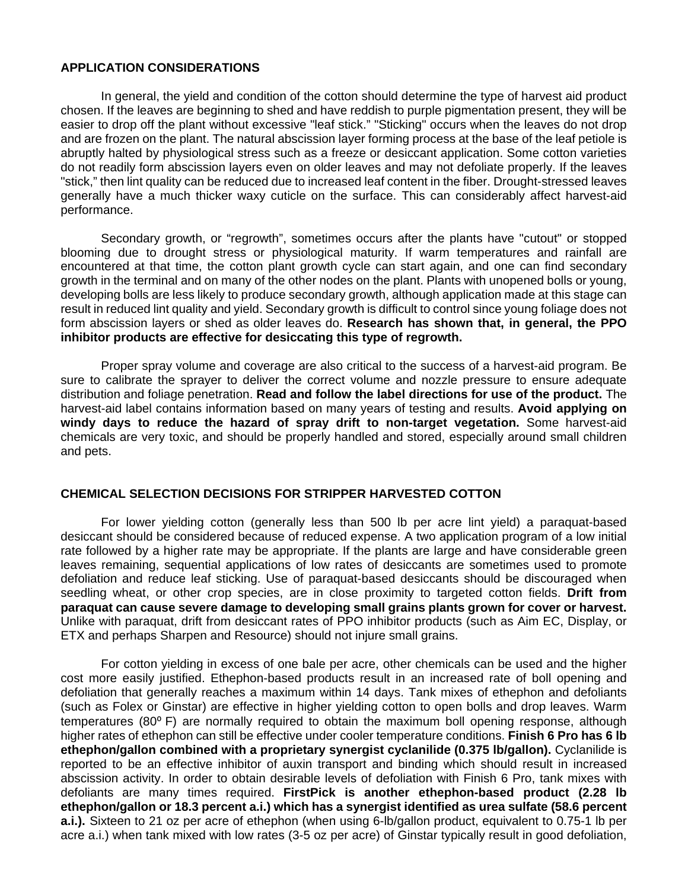## APPLICATION CONSIDERATIONS

In general, the yield and condition of the cotton should determine the type of harvest aid product chosen. If the leaves are beginning to shed and have reddish to purple pigmentation present, they will be easier to drop off the plant without excessive "leaf stick." "Sticking" occurs when the leaves do not drop and are frozen on the plant. The natural abscission layer forming process at the base of the leaf petiole is abruptly halted by physiological stress such as a freeze or desiccant application. Some cotton varieties do not readily form abscission layers even on older leaves and may not defoliate properly. If the leaves "stick," then lint quality can be reduced due to increased leaf content in the fiber. Drought-stressed leaves generally have a much thicker waxy cuticle on the surface. This can considerably affect harvest-aid performance.

Secondary growth, or "regrowth", sometimes occurs after the plants have "cutout" or stopped blooming due to drought stress or physiological maturity. If warm temperatures and rainfall are encountered at that time, the cotton plant growth cycle can start again, and one can find secondary growth in the terminal and on many of the other nodes on the plant. Plants with unopened bolls or young, developing bolls are less likely to produce secondary growth, although application made at this stage can result in reduced lint quality and yield. Secondary growth is difficult to control since young foliage does not form abscission layers or shed as older leaves do. **Research has shown that, in general, the PPO inhibitor products are effective for desiccating this type of regrowth.**

Proper spray volume and coverage are also critical to the success of a harvest-aid program. Be sure to calibrate the sprayer to deliver the correct volume and nozzle pressure to ensure adequate distribution and foliage penetration. **Read and follow the label directions for use of the product.** The harvest-aid label contains information based on many years of testing and results. **Avoid applying on windy days to reduce the hazard of spray drift to non-target vegetation.** Some harvest-aid chemicals are very toxic, and should be properly handled and stored, especially around small children and pets.

## CHEMICAL SELECTION DECISIONS FOR STRIPPER HARVESTED COTTON

For lower yielding cotton (generally less than 500 lb per acre lint yield) a paraquat-based desiccant should be considered because of reduced expense. A two application program of a low initial rate followed by a higher rate may be appropriate. If the plants are large and have considerable green leaves remaining, sequential applications of low rates of desiccants are sometimes used to promote defoliation and reduce leaf sticking. Use of paraquat-based desiccants should be discouraged when seedling wheat, or other crop species, are in close proximity to targeted cotton fields. **Drift from paraquat can cause severe damage to developing small grains plants grown for cover or harvest.** Unlike with paraquat, drift from desiccant rates of PPO inhibitor products (such as Aim EC, Display, or ETX and perhaps Sharpen and Resource) should not injure small grains.

For cotton yielding in excess of one bale per acre, other chemicals can be used and the higher cost more easily justified. Ethephon-based products result in an increased rate of boll opening and defoliation that generally reaches a maximum within 14 days. Tank mixes of ethephon and defoliants (such as Folex or Ginstar) are effective in higher yielding cotton to open bolls and drop leaves. Warm temperatures (80º F) are normally required to obtain the maximum boll opening response, although higher rates of ethephon can still be effective under cooler temperature conditions. **Finish 6 Pro has 6 lb ethephon/gallon combined with a proprietary synergist cyclanilide (0.375 lb/gallon).** Cyclanilide is reported to be an effective inhibitor of auxin transport and binding which should result in increased abscission activity. In order to obtain desirable levels of defoliation with Finish 6 Pro, tank mixes with defoliants are many times required. **FirstPick is another ethephon-based product (2.28 lb ethephon/gallon or 18.3 percent a.i.) which has a synergist identified as urea sulfate (58.6 percent a.i.).** Sixteen to 21 oz per acre of ethephon (when using 6-lb/gallon product, equivalent to 0.75-1 lb per acre a.i.) when tank mixed with low rates (3-5 oz per acre) of Ginstar typically result in good defoliation,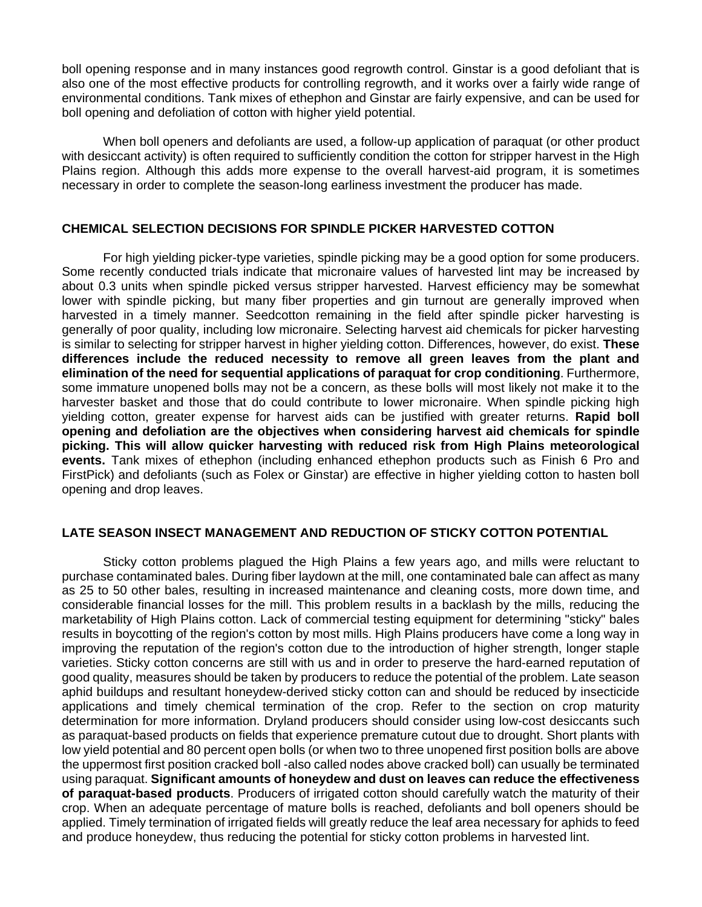boll opening response and in many instances good regrowth control. Ginstar is a good defoliant that is also one of the most effective products for controlling regrowth, and it works over a fairly wide range of environmental conditions. Tank mixes of ethephon and Ginstar are fairly expensive, and can be used for boll opening and defoliation of cotton with higher yield potential.

When boll openers and defoliants are used, a follow-up application of paraquat (or other product with desiccant activity) is often required to sufficiently condition the cotton for stripper harvest in the High Plains region. Although this adds more expense to the overall harvest-aid program, it is sometimes necessary in order to complete the season-long earliness investment the producer has made.

## CHEMICAL SELECTION DECISIONS FOR SPINDLE PICKER HARVESTED COTTON

For high yielding picker-type varieties, spindle picking may be a good option for some producers. Some recently conducted trials indicate that micronaire values of harvested lint may be increased by about 0.3 units when spindle picked versus stripper harvested. Harvest efficiency may be somewhat lower with spindle picking, but many fiber properties and gin turnout are generally improved when harvested in a timely manner. Seedcotton remaining in the field after spindle picker harvesting is generally of poor quality, including low micronaire. Selecting harvest aid chemicals for picker harvesting is similar to selecting for stripper harvest in higher yielding cotton. Differences, however, do exist. **These differences include the reduced necessity to remove all green leaves from the plant and elimination of the need for sequential applications of paraquat for crop conditioning**. Furthermore, some immature unopened bolls may not be a concern, as these bolls will most likely not make it to the harvester basket and those that do could contribute to lower micronaire. When spindle picking high yielding cotton, greater expense for harvest aids can be justified with greater returns. **Rapid boll opening and defoliation are the objectives when considering harvest aid chemicals for spindle picking. This will allow quicker harvesting with reduced risk from High Plains meteorological events.** Tank mixes of ethephon (including enhanced ethephon products such as Finish 6 Pro and FirstPick) and defoliants (such as Folex or Ginstar) are effective in higher yielding cotton to hasten boll opening and drop leaves.

## LATE SEASON INSECT MANAGEMENT AND REDUCTION OF STICKY COTTON POTENTIAL

Sticky cotton problems plagued the High Plains a few years ago, and mills were reluctant to purchase contaminated bales. During fiber laydown at the mill, one contaminated bale can affect as many as 25 to 50 other bales, resulting in increased maintenance and cleaning costs, more down time, and considerable financial losses for the mill. This problem results in a backlash by the mills, reducing the marketability of High Plains cotton. Lack of commercial testing equipment for determining "sticky" bales results in boycotting of the region's cotton by most mills. High Plains producers have come a long way in improving the reputation of the region's cotton due to the introduction of higher strength, longer staple varieties. Sticky cotton concerns are still with us and in order to preserve the hard-earned reputation of good quality, measures should be taken by producers to reduce the potential of the problem. Late season aphid buildups and resultant honeydew-derived sticky cotton can and should be reduced by insecticide applications and timely chemical termination of the crop. Refer to the section on crop maturity determination for more information. Dryland producers should consider using low-cost desiccants such as paraquat-based products on fields that experience premature cutout due to drought. Short plants with low yield potential and 80 percent open bolls (or when two to three unopened first position bolls are above the uppermost first position cracked boll -also called nodes above cracked boll) can usually be terminated using paraquat. **Significant amounts of honeydew and dust on leaves can reduce the effectiveness of paraquat-based products**. Producers of irrigated cotton should carefully watch the maturity of their crop. When an adequate percentage of mature bolls is reached, defoliants and boll openers should be applied. Timely termination of irrigated fields will greatly reduce the leaf area necessary for aphids to feed and produce honeydew, thus reducing the potential for sticky cotton problems in harvested lint.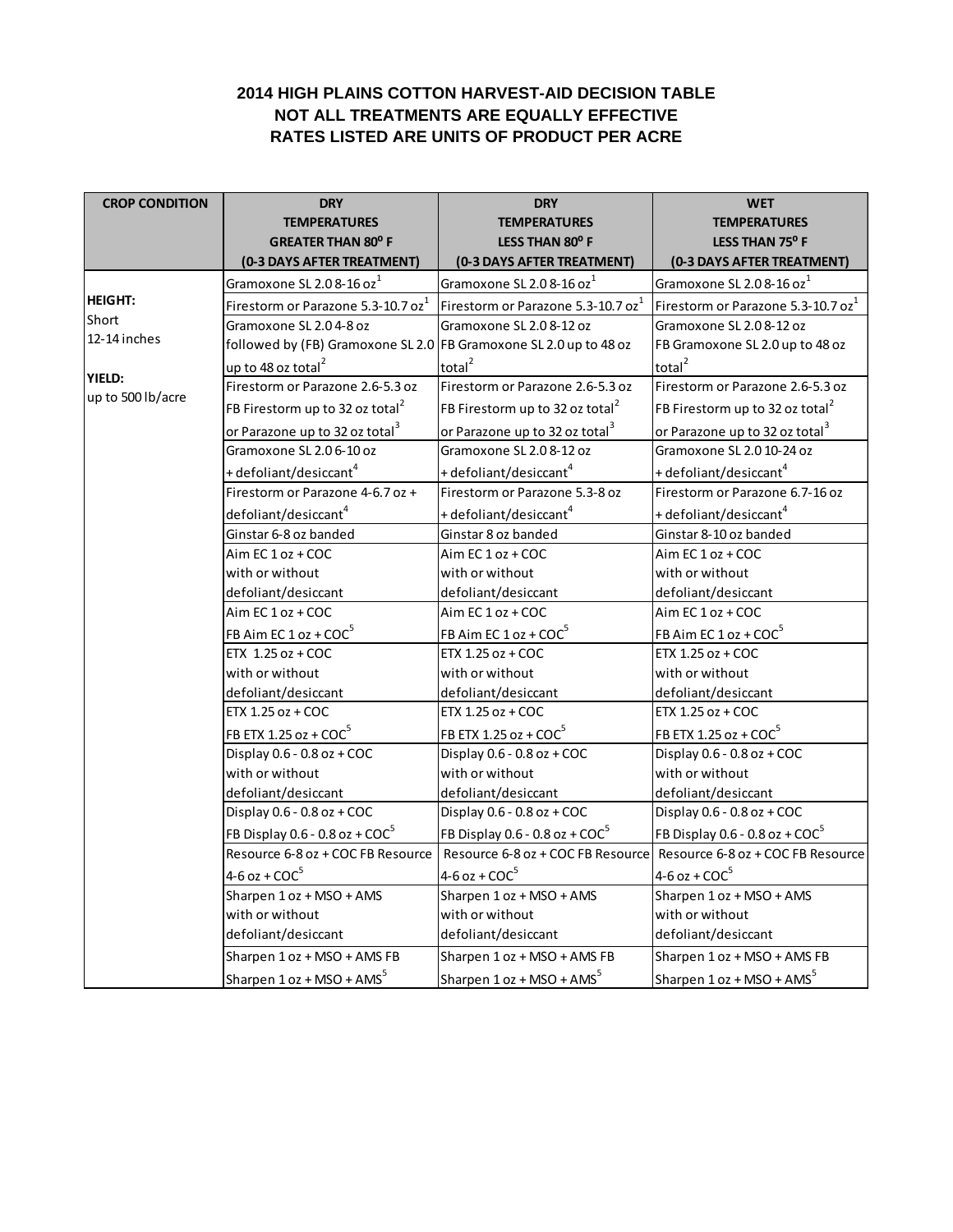# 2014 HIGH PLAINS COTTON HARVEST-AID DECISION TABLE
# NOT ALL TREATMENTS ARE EQUALLY EFFECTIVE
# RATES LISTED ARE UNITS OF PRODUCT PER ACRE

| CROP CONDITION | DRY TEMPERATURES GREATER THAN 80⁰ F (0-3 DAYS AFTER TREATMENT) | DRY TEMPERATURES LESS THAN 80⁰ F (0-3 DAYS AFTER TREATMENT) | WET TEMPERATURES LESS THAN 75⁰ F (0-3 DAYS AFTER TREATMENT) |
|---|---|---|---|
| **HEIGHT:** Short 12-14 inches **YIELD:** up to 500 lb/acre | Gramoxone SL 2.0 8-16 oz[1] | Gramoxone SL 2.0 8-16 oz[1] | Gramoxone SL 2.0 8-16 oz[1] |
| | Firestorm or Parazone 5.3-10.7 oz[1] | Firestorm or Parazone 5.3-10.7 oz[1] | Firestorm or Parazone 5.3-10.7 oz[1] |
| | Gramoxone SL 2.0 4-8 oz followed by (FB) Gramoxone SL 2.0 up to 48 oz total[2] | Gramoxone SL 2.0 8-12 oz FB Gramoxone SL 2.0 up to 48 oz total[2] | Gramoxone SL 2.0 8-12 oz FB Gramoxone SL 2.0 up to 48 oz total[2] |
| | Firestorm or Parazone 2.6-5.3 oz FB Firestorm up to 32 oz total[2] or Parazone up to 32 oz total[3] | Firestorm or Parazone 2.6-5.3 oz FB Firestorm up to 32 oz total[2] or Parazone up to 32 oz total[3] | Firestorm or Parazone 2.6-5.3 oz FB Firestorm up to 32 oz total[2] or Parazone up to 32 oz total[3] |
| | Gramoxone SL 2.0 6-10 oz + defoliant/desiccant[4] | Gramoxone SL 2.0 8-12 oz + defoliant/desiccant[4] | Gramoxone SL 2.0 10-24 oz + defoliant/desiccant[4] |
| | Firestorm or Parazone 4-6.7 oz + defoliant/desiccant[4] | Firestorm or Parazone 5.3-8 oz + defoliant/desiccant[4] | Firestorm or Parazone 6.7-16 oz + defoliant/desiccant[4] |
| | Ginstar 6-8 oz banded | Ginstar 8 oz banded | Ginstar 8-10 oz banded |
| | Aim EC 1 oz + COC with or without defoliant/desiccant | Aim EC 1 oz + COC with or without defoliant/desiccant | Aim EC 1 oz + COC with or without defoliant/desiccant |
| | Aim EC 1 oz + COC FB Aim EC 1 oz + COC[5] | Aim EC 1 oz + COC FB Aim EC 1 oz + COC[5] | Aim EC 1 oz + COC FB Aim EC 1 oz + COC[5] |
| | ETX 1.25 oz + COC with or without defoliant/desiccant | ETX 1.25 oz + COC with or without defoliant/desiccant | ETX 1.25 oz + COC with or without defoliant/desiccant |
| | ETX 1.25 oz + COC FB ETX 1.25 oz + COC[5] | ETX 1.25 oz + COC FB ETX 1.25 oz + COC[5] | ETX 1.25 oz + COC FB ETX 1.25 oz + COC[5] |
| | Display 0.6 - 0.8 oz + COC with or without defoliant/desiccant | Display 0.6 - 0.8 oz + COC with or without defoliant/desiccant | Display 0.6 - 0.8 oz + COC with or without defoliant/desiccant |
| | Display 0.6 - 0.8 oz + COC FB Display 0.6 - 0.8 oz + COC[5] | Display 0.6 - 0.8 oz + COC FB Display 0.6 - 0.8 oz + COC[5] | Display 0.6 - 0.8 oz + COC FB Display 0.6 - 0.8 oz + COC[5] |
| | Resource 6-8 oz + COC FB Resource 4-6 oz + COC[5] | Resource 6-8 oz + COC FB Resource 4-6 oz + COC[5] | Resource 6-8 oz + COC FB Resource 4-6 oz + COC[5] |
| | Sharpen 1 oz + MSO + AMS with or without defoliant/desiccant | Sharpen 1 oz + MSO + AMS with or without defoliant/desiccant | Sharpen 1 oz + MSO + AMS with or without defoliant/desiccant |
| | Sharpen 1 oz + MSO + AMS FB Sharpen 1 oz + MSO + AMS[5] | Sharpen 1 oz + MSO + AMS FB Sharpen 1 oz + MSO + AMS[5] | Sharpen 1 oz + MSO + AMS FB Sharpen 1 oz + MSO + AMS[5] |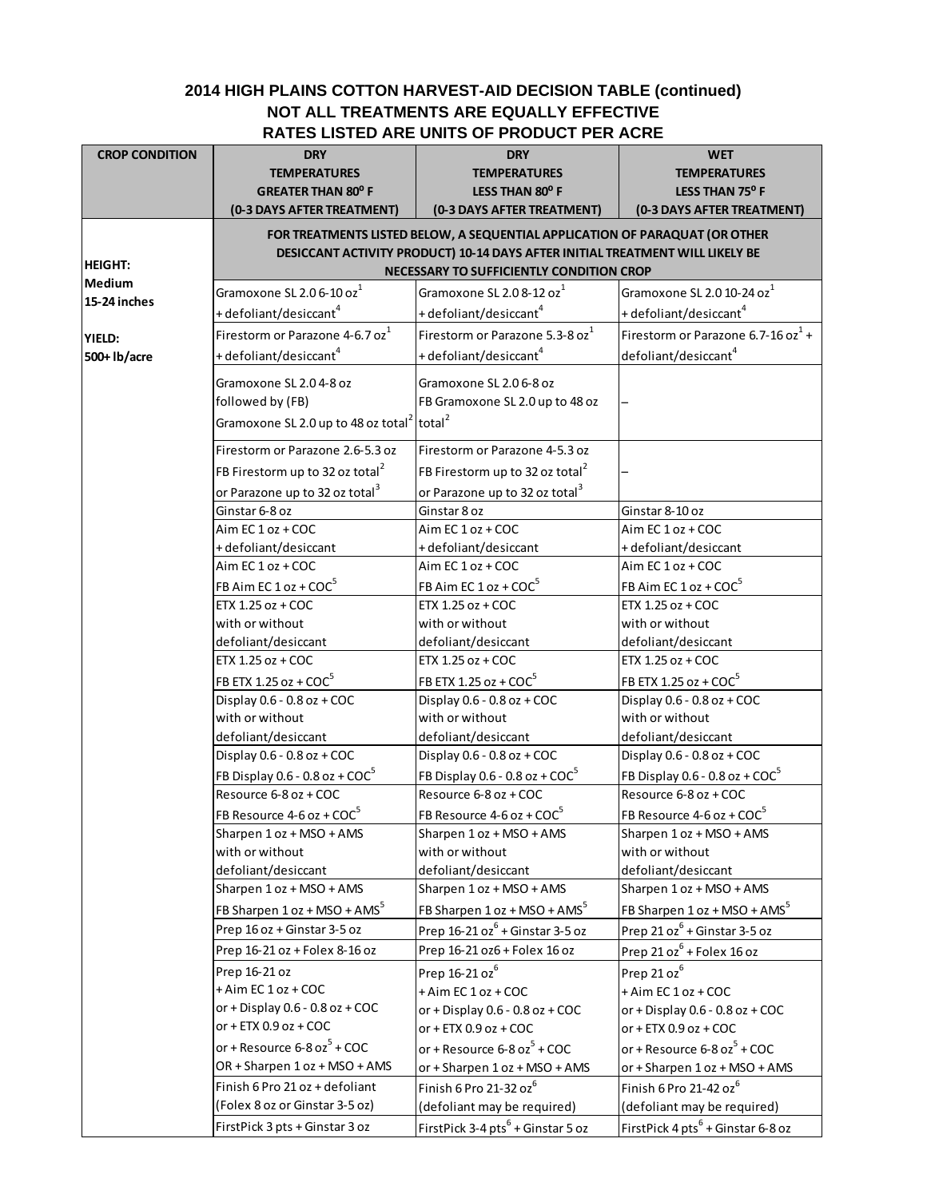## 2014 HIGH PLAINS COTTON HARVEST-AID DECISION TABLE (continued)
## NOT ALL TREATMENTS ARE EQUALLY EFFECTIVE
## RATES LISTED ARE UNITS OF PRODUCT PER ACRE

| CROP CONDITION | DRY TEMPERATURES GREATER THAN 80° F (0-3 DAYS AFTER TREATMENT) | DRY TEMPERATURES LESS THAN 80° F (0-3 DAYS AFTER TREATMENT) | WET TEMPERATURES LESS THAN 75° F (0-3 DAYS AFTER TREATMENT) |
|---|---|---|---|
| HEIGHT: Medium 15-24 inches<br><br>YIELD: 500+ lb/acre | FOR TREATMENTS LISTED BELOW, A SEQUENTIAL APPLICATION OF PARAQUAT (OR OTHER DESICCANT ACTIVITY PRODUCT) 10-14 DAYS AFTER INITIAL TREATMENT WILL LIKELY BE NECESSARY TO SUFFICIENTLY CONDITION CROP | | |
| | Gramoxone SL 2.0 6-10 oz[1] + defoliant/desiccant[4] | Gramoxone SL 2.0 8-12 oz[1] + defoliant/desiccant[4] | Gramoxone SL 2.0 10-24 oz[1] + defoliant/desiccant[4] |
| | Firestorm or Parazone 4-6.7 oz[1] + defoliant/desiccant[4] | Firestorm or Parazone 5.3-8 oz[1] + defoliant/desiccant[4] | Firestorm or Parazone 6.7-16 oz[1] + defoliant/desiccant[4] |
| | Gramoxone SL 2.0 4-8 oz followed by (FB) Gramoxone SL 2.0 up to 48 oz total[2] | Gramoxone SL 2.0 6-8 oz FB Gramoxone SL 2.0 up to 48 oz total[2] | – |
| | Firestorm or Parazone 2.6-5.3 oz FB Firestorm up to 32 oz total[2] or Parazone up to 32 oz total[3] | Firestorm or Parazone 4-5.3 oz FB Firestorm up to 32 oz total[2] or Parazone up to 32 oz total[3] | – |
| | Ginstar 6-8 oz | Ginstar 8 oz | Ginstar 8-10 oz |
| | Aim EC 1 oz + COC + defoliant/desiccant | Aim EC 1 oz + COC + defoliant/desiccant | Aim EC 1 oz + COC + defoliant/desiccant |
| | Aim EC 1 oz + COC FB Aim EC 1 oz + COC[5] | Aim EC 1 oz + COC FB Aim EC 1 oz + COC[5] | Aim EC 1 oz + COC FB Aim EC 1 oz + COC[5] |
| | ETX 1.25 oz + COC with or without defoliant/desiccant | ETX 1.25 oz + COC with or without defoliant/desiccant | ETX 1.25 oz + COC with or without defoliant/desiccant |
| | ETX 1.25 oz + COC FB ETX 1.25 oz + COC[5] | ETX 1.25 oz + COC FB ETX 1.25 oz + COC[5] | ETX 1.25 oz + COC FB ETX 1.25 oz + COC[5] |
| | Display 0.6 - 0.8 oz + COC with or without defoliant/desiccant | Display 0.6 - 0.8 oz + COC with or without defoliant/desiccant | Display 0.6 - 0.8 oz + COC with or without defoliant/desiccant |
| | Display 0.6 - 0.8 oz + COC FB Display 0.6 - 0.8 oz + COC[5] | Display 0.6 - 0.8 oz + COC FB Display 0.6 - 0.8 oz + COC[5] | Display 0.6 - 0.8 oz + COC FB Display 0.6 - 0.8 oz + COC[5] |
| | Resource 6-8 oz + COC FB Resource 4-6 oz + COC[5] | Resource 6-8 oz + COC FB Resource 4-6 oz + COC[5] | Resource 6-8 oz + COC FB Resource 4-6 oz + COC[5] |
| | Sharpen 1 oz + MSO + AMS with or without defoliant/desiccant | Sharpen 1 oz + MSO + AMS with or without defoliant/desiccant | Sharpen 1 oz + MSO + AMS with or without defoliant/desiccant |
| | Sharpen 1 oz + MSO + AMS FB Sharpen 1 oz + MSO + AMS[5] | Sharpen 1 oz + MSO + AMS FB Sharpen 1 oz + MSO + AMS[5] | Sharpen 1 oz + MSO + AMS FB Sharpen 1 oz + MSO + AMS[5] |
| | Prep 16 oz + Ginstar 3-5 oz | Prep 16-21 oz[6] + Ginstar 3-5 oz | Prep 21 oz[6] + Ginstar 3-5 oz |
| | Prep 16-21 oz + Folex 8-16 oz | Prep 16-21 oz6 + Folex 16 oz | Prep 21 oz[6] + Folex 16 oz |
| | Prep 16-21 oz + Aim EC 1 oz + COC or + Display 0.6 - 0.8 oz + COC or + ETX 0.9 oz + COC or + Resource 6-8 oz[5] + COC OR + Sharpen 1 oz + MSO + AMS | Prep 16-21 oz[6] + Aim EC 1 oz + COC or + Display 0.6 - 0.8 oz + COC or + ETX 0.9 oz + COC or + Resource 6-8 oz[5] + COC or + Sharpen 1 oz + MSO + AMS | Prep 21 oz[6] + Aim EC 1 oz + COC or + Display 0.6 - 0.8 oz + COC or + ETX 0.9 oz + COC or + Resource 6-8 oz[5] + COC or + Sharpen 1 oz + MSO + AMS |
| | Finish 6 Pro 21 oz + defoliant (Folex 8 oz or Ginstar 3-5 oz) | Finish 6 Pro 21-32 oz[6] (defoliant may be required) | Finish 6 Pro 21-42 oz[6] (defoliant may be required) |
| | FirstPick 3 pts + Ginstar 3 oz | FirstPick 3-4 pts[6] + Ginstar 5 oz | FirstPick 4 pts[6] + Ginstar 6-8 oz |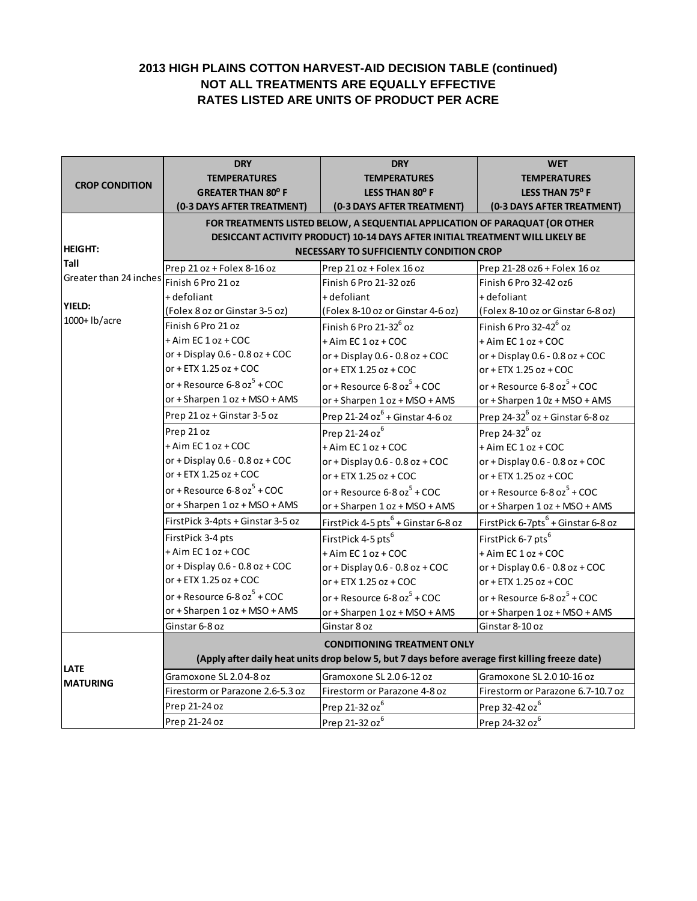**2013 HIGH PLAINS COTTON HARVEST-AID DECISION TABLE (continued)**
**NOT ALL TREATMENTS ARE EQUALLY EFFECTIVE**
**RATES LISTED ARE UNITS OF PRODUCT PER ACRE**

| CROP CONDITION | DRY TEMPERATURES GREATER THAN 80° F (0-3 DAYS AFTER TREATMENT) | DRY TEMPERATURES LESS THAN 80° F (0-3 DAYS AFTER TREATMENT) | WET TEMPERATURES LESS THAN 75° F (0-3 DAYS AFTER TREATMENT) |
|---|---|---|---|
| **HEIGHT:** **Tall** Greater than 24 inches **YIELD:** 1000+ lb/acre | FOR TREATMENTS LISTED BELOW, A SEQUENTIAL APPLICATION OF PARAQUAT (OR OTHER DESICCANT ACTIVITY PRODUCT) 10-14 DAYS AFTER INITIAL TREATMENT WILL LIKELY BE NECESSARY TO SUFFICIENTLY CONDITION CROP | | |
| | Prep 21 oz + Folex 8-16 oz | Prep 21 oz + Folex 16 oz | Prep 21-28 oz6 + Folex 16 oz |
| | Finish 6 Pro 21 oz + defoliant (Folex 8 oz or Ginstar 3-5 oz) | Finish 6 Pro 21-32 oz6 + defoliant (Folex 8-10 oz or Ginstar 4-6 oz) | Finish 6 Pro 32-42 oz6 + defoliant (Folex 8-10 oz or Ginstar 6-8 oz) |
| | Finish 6 Pro 21 oz + Aim EC 1 oz + COC or + Display 0.6 - 0.8 oz + COC or + ETX 1.25 oz + COC or + Resource 6-8 oz[5] + COC or + Sharpen 1 oz + MSO + AMS | Finish 6 Pro 21-32[6] oz + Aim EC 1 oz + COC or + Display 0.6 - 0.8 oz + COC or + ETX 1.25 oz + COC or + Resource 6-8 oz[5] + COC or + Sharpen 1 oz + MSO + AMS | Finish 6 Pro 32-42[6] oz + Aim EC 1 oz + COC or + Display 0.6 - 0.8 oz + COC or + ETX 1.25 oz + COC or + Resource 6-8 oz[5] + COC or + Sharpen 1 0z + MSO + AMS |
| | Prep 21 oz + Ginstar 3-5 oz | Prep 21-24 oz[6] + Ginstar 4-6 oz | Prep 24-32[6] oz + Ginstar 6-8 oz |
| | Prep 21 oz + Aim EC 1 oz + COC or + Display 0.6 - 0.8 oz + COC or + ETX 1.25 oz + COC or + Resource 6-8 oz[5] + COC or + Sharpen 1 oz + MSO + AMS | Prep 21-24 oz[6] + Aim EC 1 oz + COC or + Display 0.6 - 0.8 oz + COC or + ETX 1.25 oz + COC or + Resource 6-8 oz[5] + COC or + Sharpen 1 oz + MSO + AMS | Prep 24-32[6] oz + Aim EC 1 oz + COC or + Display 0.6 - 0.8 oz + COC or + ETX 1.25 oz + COC or + Resource 6-8 oz[5] + COC or + Sharpen 1 oz + MSO + AMS |
| | FirstPick 3-4pts + Ginstar 3-5 oz | FirstPick 4-5 pts[6] + Ginstar 6-8 oz | FirstPick 6-7pts[6] + Ginstar 6-8 oz |
| | FirstPick 3-4 pts + Aim EC 1 oz + COC or + Display 0.6 - 0.8 oz + COC or + ETX 1.25 oz + COC or + Resource 6-8 oz[5] + COC or + Sharpen 1 oz + MSO + AMS | FirstPick 4-5 pts[6] + Aim EC 1 oz + COC or + Display 0.6 - 0.8 oz + COC or + ETX 1.25 oz + COC or + Resource 6-8 oz[5] + COC or + Sharpen 1 oz + MSO + AMS | FirstPick 6-7 pts[6] + Aim EC 1 oz + COC or + Display 0.6 - 0.8 oz + COC or + ETX 1.25 oz + COC or + Resource 6-8 oz[5] + COC or + Sharpen 1 oz + MSO + AMS |
| | Ginstar 6-8 oz | Ginstar 8 oz | Ginstar 8-10 oz |
| **LATE MATURING** | CONDITIONING TREATMENT ONLY (Apply after daily heat units drop below 5, but 7 days before average first killing freeze date) | | |
| | Gramoxone SL 2.0 4-8 oz | Gramoxone SL 2.0 6-12 oz | Gramoxone SL 2.0 10-16 oz |
| | Firestorm or Parazone 2.6-5.3 oz | Firestorm or Parazone 4-8 oz | Firestorm or Parazone 6.7-10.7 oz |
| | Prep 21-24 oz | Prep 21-32 oz[6] | Prep 32-42 oz[6] |
| | Prep 21-24 oz | Prep 21-32 oz[6] | Prep 24-32 oz[6] |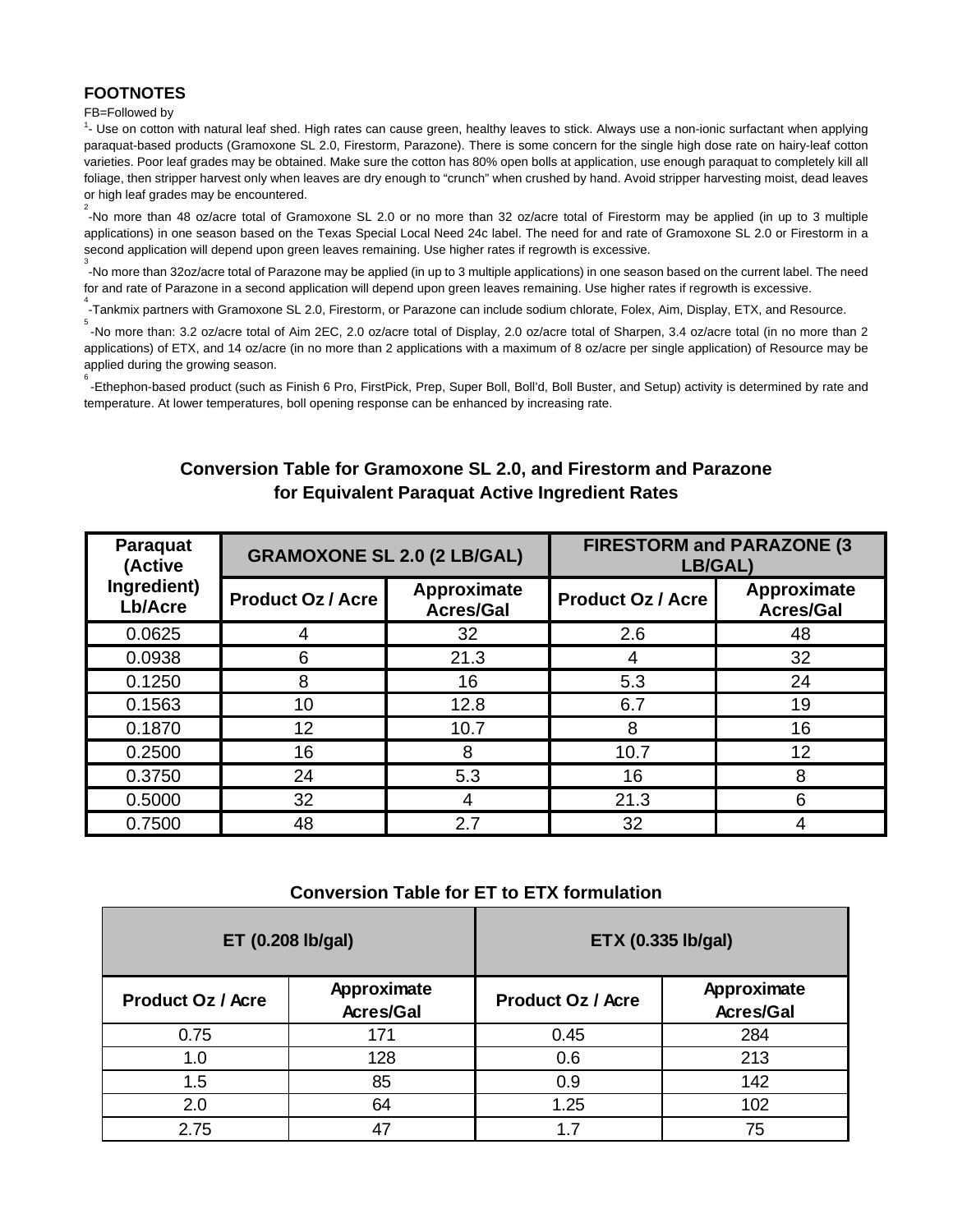### FOOTNOTES

FB=Followed by

[1]- Use on cotton with natural leaf shed. High rates can cause green, healthy leaves to stick. Always use a non-ionic surfactant when applying paraquat-based products (Gramoxone SL 2.0, Firestorm, Parazone). There is some concern for the single high dose rate on hairy-leaf cotton varieties. Poor leaf grades may be obtained. Make sure the cotton has 80% open bolls at application, use enough paraquat to completely kill all foliage, then stripper harvest only when leaves are dry enough to "crunch" when crushed by hand. Avoid stripper harvesting moist, dead leaves or high leaf grades may be encountered.

[2]-No more than 48 oz/acre total of Gramoxone SL 2.0 or no more than 32 oz/acre total of Firestorm may be applied (in up to 3 multiple applications) in one season based on the Texas Special Local Need 24c label. The need for and rate of Gramoxone SL 2.0 or Firestorm in a second application will depend upon green leaves remaining. Use higher rates if regrowth is excessive.

[3]-No more than 32oz/acre total of Parazone may be applied (in up to 3 multiple applications) in one season based on the current label. The need for and rate of Parazone in a second application will depend upon green leaves remaining. Use higher rates if regrowth is excessive.

[4]-Tankmix partners with Gramoxone SL 2.0, Firestorm, or Parazone can include sodium chlorate, Folex, Aim, Display, ETX, and Resource.

[5]-No more than: 3.2 oz/acre total of Aim 2EC, 2.0 oz/acre total of Display, 2.0 oz/acre total of Sharpen, 3.4 oz/acre total (in no more than 2 applications) of ETX, and 14 oz/acre (in no more than 2 applications with a maximum of 8 oz/acre per single application) of Resource may be applied during the growing season.

[6]-Ethephon-based product (such as Finish 6 Pro, FirstPick, Prep, Super Boll, Boll'd, Boll Buster, and Setup) activity is determined by rate and temperature. At lower temperatures, boll opening response can be enhanced by increasing rate.

### Conversion Table for Gramoxone SL 2.0, and Firestorm and Parazone for Equivalent Paraquat Active Ingredient Rates

| Paraquat (Active Ingredient) Lb/Acre | GRAMOXONE SL 2.0 (2 LB/GAL) | | FIRESTORM and PARAZONE (3 LB/GAL) | |
|---|---|---|---|---|
| | Product Oz / Acre | Approximate Acres/Gal | Product Oz / Acre | Approximate Acres/Gal |
| 0.0625 | 4 | 32 | 2.6 | 48 |
| 0.0938 | 6 | 21.3 | 4 | 32 |
| 0.1250 | 8 | 16 | 5.3 | 24 |
| 0.1563 | 10 | 12.8 | 6.7 | 19 |
| 0.1870 | 12 | 10.7 | 8 | 16 |
| 0.2500 | 16 | 8 | 10.7 | 12 |
| 0.3750 | 24 | 5.3 | 16 | 8 |
| 0.5000 | 32 | 4 | 21.3 | 6 |
| 0.7500 | 48 | 2.7 | 32 | 4 |

### Conversion Table for ET to ETX formulation

| ET (0.208 lb/gal) | | ETX (0.335 lb/gal) | |
|---|---|---|---|
| Product Oz / Acre | Approximate Acres/Gal | Product Oz / Acre | Approximate Acres/Gal |
| 0.75 | 171 | 0.45 | 284 |
| 1.0 | 128 | 0.6 | 213 |
| 1.5 | 85 | 0.9 | 142 |
| 2.0 | 64 | 1.25 | 102 |
| 2.75 | 47 | 1.7 | 75 |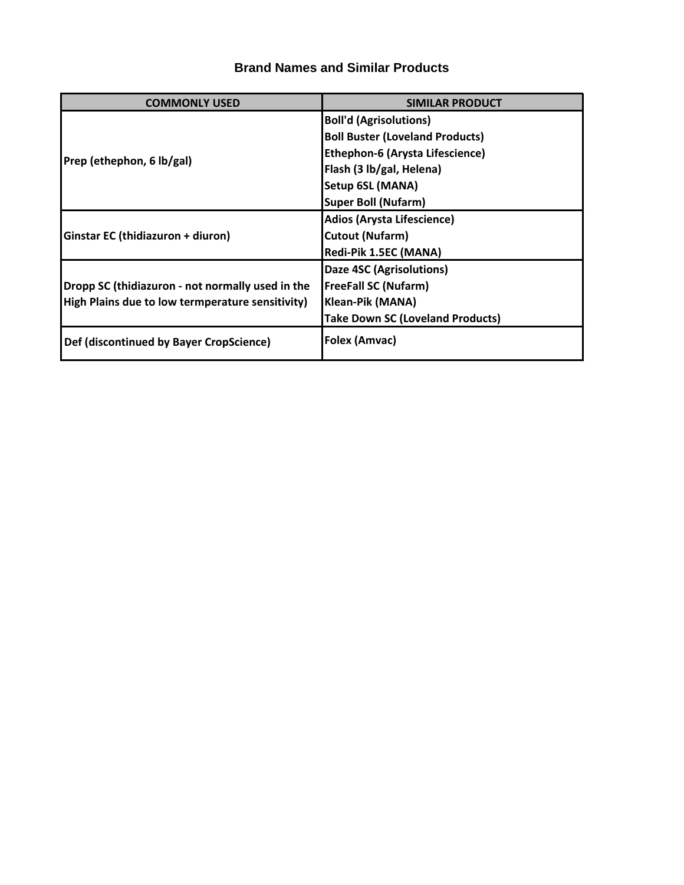## Brand Names and Similar Products

| COMMONLY USED | SIMILAR PRODUCT |
| --- | --- |
| Prep (ethephon, 6 lb/gal) | Boll'd (Agrisolutions)<br>Boll Buster (Loveland Products)<br>Ethephon-6 (Arysta Lifescience)<br>Flash (3 lb/gal, Helena)<br>Setup 6SL (MANA)<br>Super Boll (Nufarm) |
| Ginstar EC (thidiazuron + diuron) | Adios (Arysta Lifescience)<br>Cutout (Nufarm)<br>Redi-Pik 1.5EC (MANA) |
| Dropp SC (thidiazuron - not normally used in the High Plains due to low termperature sensitivity) | Daze 4SC (Agrisolutions)<br>FreeFall SC (Nufarm)<br>Klean-Pik (MANA)<br>Take Down SC (Loveland Products) |
| Def (discontinued by Bayer CropScience) | Folex (Amvac) |